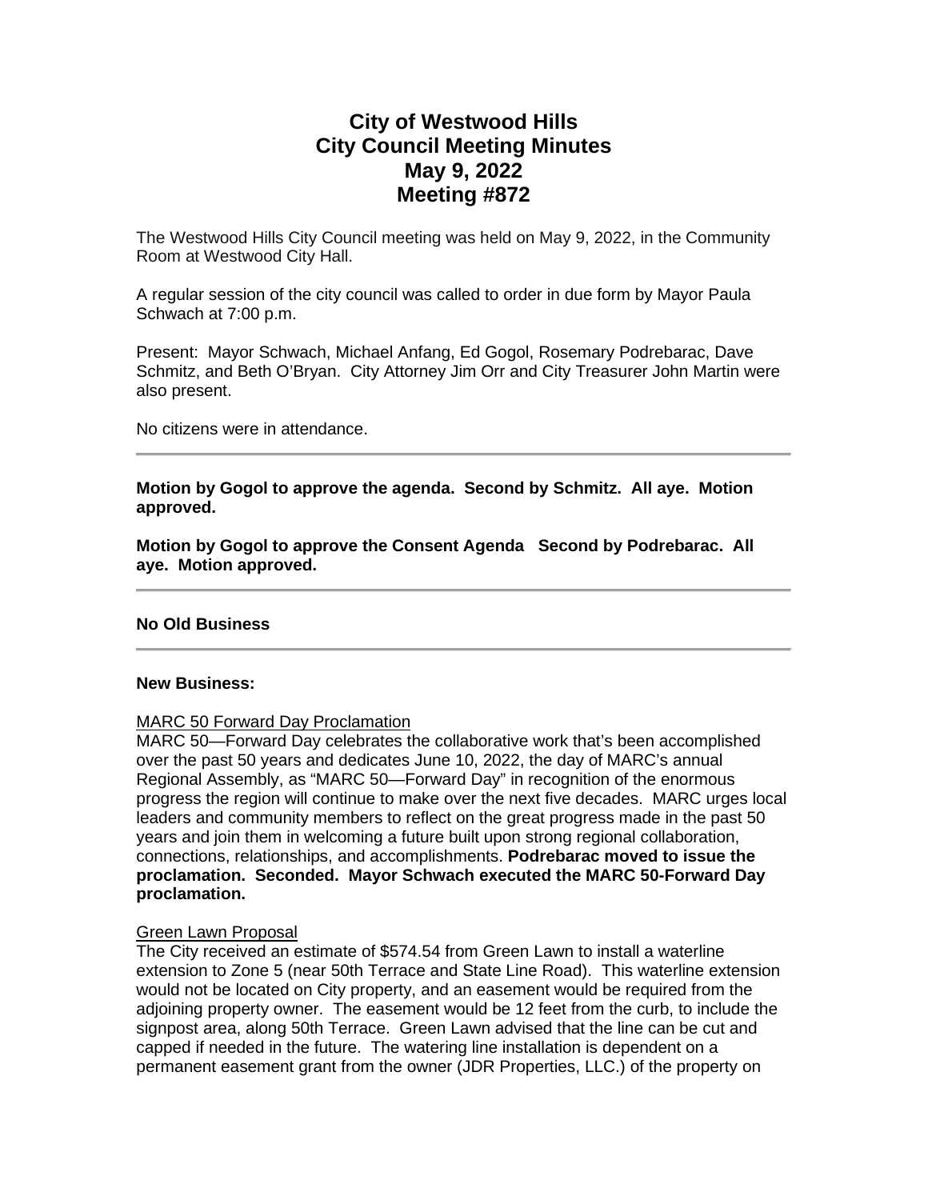# City of Westwood Hills
# City Council Meeting Minutes
# May 9, 2022
# Meeting #872

The Westwood Hills City Council meeting was held on May 9, 2022, in the Community Room at Westwood City Hall.

A regular session of the city council was called to order in due form by Mayor Paula Schwach at 7:00 p.m.

Present: Mayor Schwach, Michael Anfang, Ed Gogol, Rosemary Podrebarac, Dave Schmitz, and Beth O'Bryan. City Attorney Jim Orr and City Treasurer John Martin were also present.

No citizens were in attendance.

---

**Motion by Gogol to approve the agenda. Second by Schmitz. All aye. Motion approved.**

**Motion by Gogol to approve the Consent Agenda Second by Podrebarac. All aye. Motion approved.**

---

**No Old Business**

---

**New Business:**

<u>MARC 50 Forward Day Proclamation</u>

MARC 50—Forward Day celebrates the collaborative work that's been accomplished over the past 50 years and dedicates June 10, 2022, the day of MARC's annual Regional Assembly, as "MARC 50—Forward Day" in recognition of the enormous progress the region will continue to make over the next five decades. MARC urges local leaders and community members to reflect on the great progress made in the past 50 years and join them in welcoming a future built upon strong regional collaboration, connections, relationships, and accomplishments. **Podrebarac moved to issue the proclamation. Seconded. Mayor Schwach executed the MARC 50-Forward Day proclamation.**

<u>Green Lawn Proposal</u>

The City received an estimate of $574.54 from Green Lawn to install a waterline extension to Zone 5 (near 50th Terrace and State Line Road). This waterline extension would not be located on City property, and an easement would be required from the adjoining property owner. The easement would be 12 feet from the curb, to include the signpost area, along 50th Terrace. Green Lawn advised that the line can be cut and capped if needed in the future. The watering line installation is dependent on a permanent easement grant from the owner (JDR Properties, LLC.) of the property on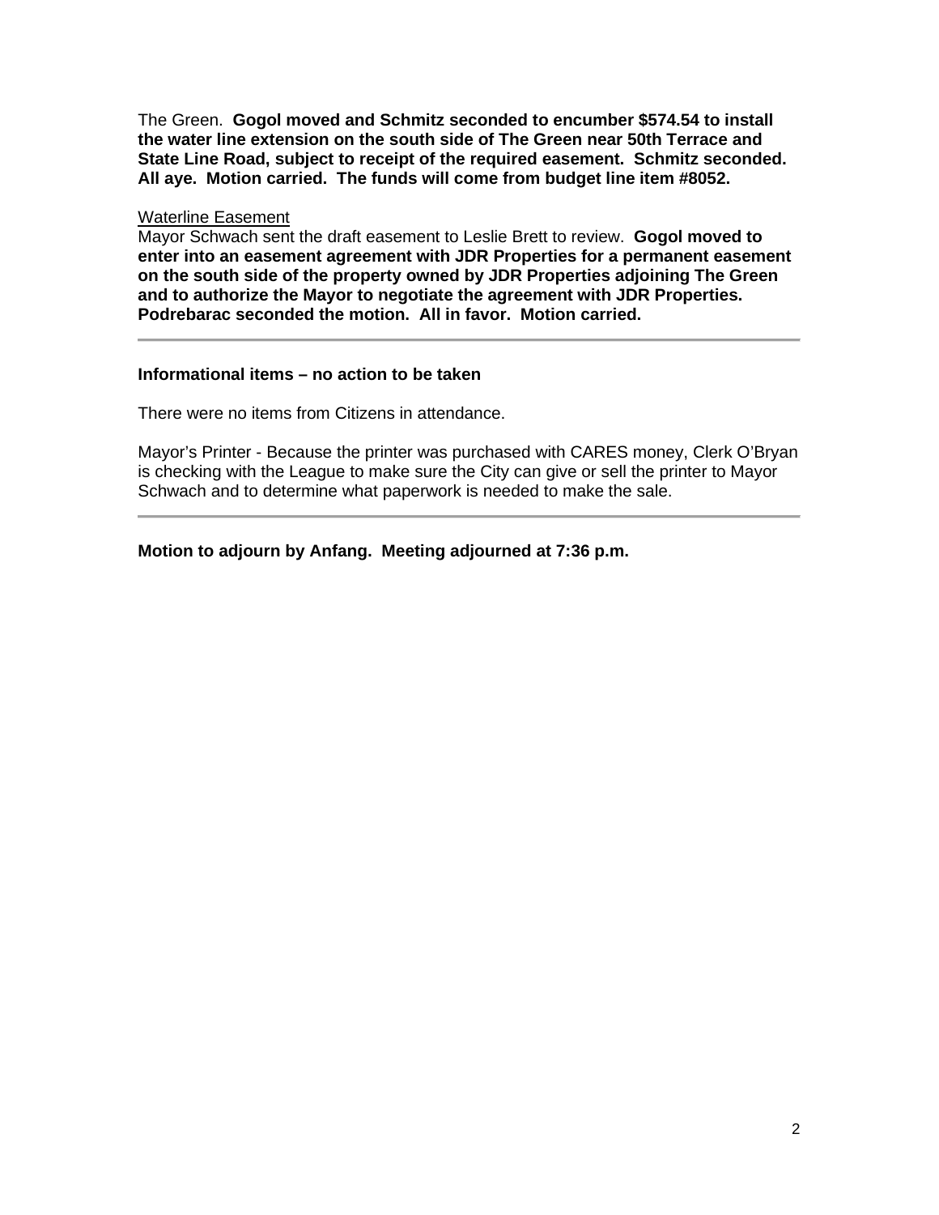The Green. **Gogol moved and Schmitz seconded to encumber $574.54 to install the water line extension on the south side of The Green near 50th Terrace and State Line Road, subject to receipt of the required easement. Schmitz seconded. All aye. Motion carried. The funds will come from budget line item #8052.**

<u>Waterline Easement</u>

Mayor Schwach sent the draft easement to Leslie Brett to review. **Gogol moved to enter into an easement agreement with JDR Properties for a permanent easement on the south side of the property owned by JDR Properties adjoining The Green and to authorize the Mayor to negotiate the agreement with JDR Properties. Podrebarac seconded the motion. All in favor. Motion carried.**

---

**Informational items – no action to be taken**

There were no items from Citizens in attendance.

Mayor's Printer - Because the printer was purchased with CARES money, Clerk O'Bryan is checking with the League to make sure the City can give or sell the printer to Mayor Schwach and to determine what paperwork is needed to make the sale.

---

**Motion to adjourn by Anfang. Meeting adjourned at 7:36 p.m.**